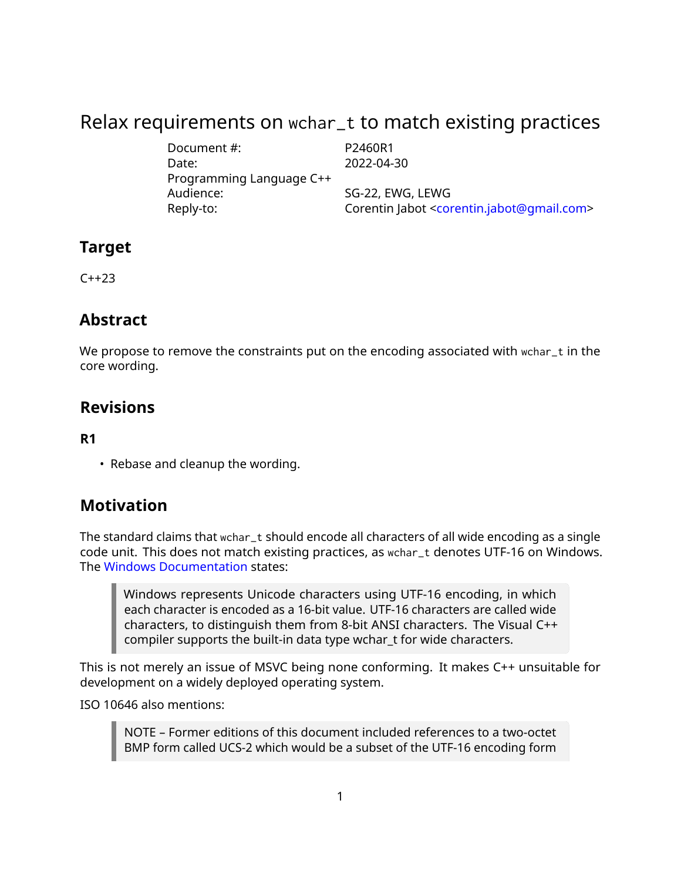# Relax requirements on `wchar_t` to match existing practices

| | |
|---|---|
| Document #: | P2460R1 |
| Date: | 2022-04-30 |
| Programming Language C++ | |
| Audience: | SG-22, EWG, LEWG |
| Reply-to: | Corentin Jabot <corentin.jabot@gmail.com> |

## Target

C++23

## Abstract

We propose to remove the constraints put on the encoding associated with `wchar_t` in the core wording.

## Revisions

### R1

- Rebase and cleanup the wording.

## Motivation

The standard claims that `wchar_t` should encode all characters of all wide encoding as a single code unit. This does not match existing practices, as `wchar_t` denotes UTF-16 on Windows. The Windows Documentation states:

> Windows represents Unicode characters using UTF-16 encoding, in which each character is encoded as a 16-bit value. UTF-16 characters are called wide characters, to distinguish them from 8-bit ANSI characters. The Visual C++ compiler supports the built-in data type wchar_t for wide characters.

This is not merely an issue of MSVC being none conforming. It makes C++ unsuitable for development on a widely deployed operating system.

ISO 10646 also mentions:

> NOTE – Former editions of this document included references to a two-octet BMP form called UCS-2 which would be a subset of the UTF-16 encoding form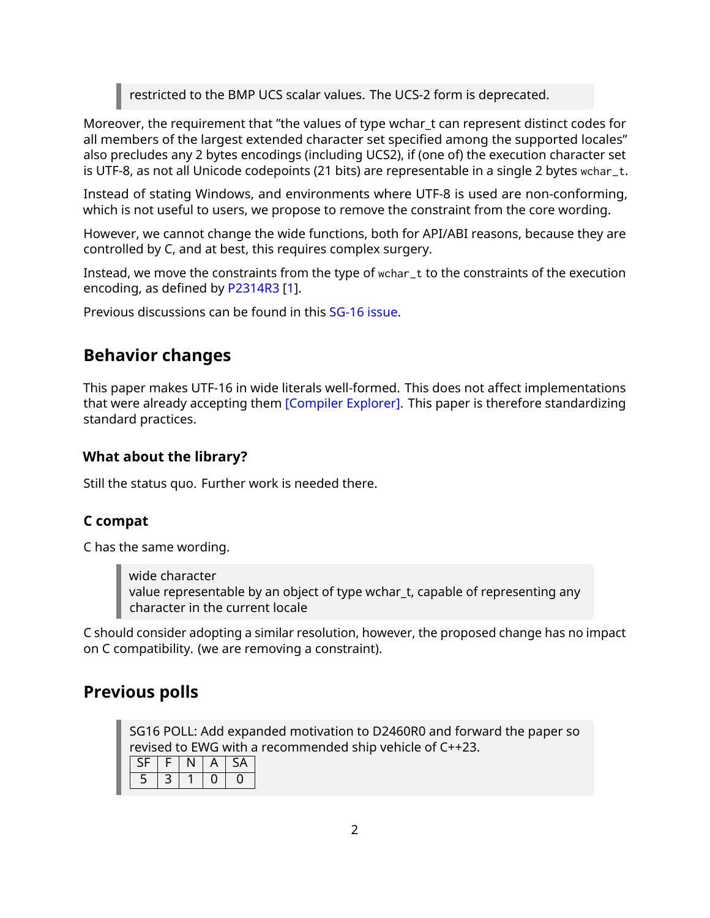> restricted to the BMP UCS scalar values. The UCS-2 form is deprecated.

Moreover, the requirement that "the values of type wchar_t can represent distinct codes for all members of the largest extended character set specified among the supported locales" also precludes any 2 bytes encodings (including UCS2), if (one of) the execution character set is UTF-8, as not all Unicode codepoints (21 bits) are representable in a single 2 bytes `wchar_t`.

Instead of stating Windows, and environments where UTF-8 is used are non-conforming, which is not useful to users, we propose to remove the constraint from the core wording.

However, we cannot change the wide functions, both for API/ABI reasons, because they are controlled by C, and at best, this requires complex surgery.

Instead, we move the constraints from the type of `wchar_t` to the constraints of the execution encoding, as defined by P2314R3 [1].

Previous discussions can be found in this SG-16 issue.

## Behavior changes

This paper makes UTF-16 in wide literals well-formed. This does not affect implementations that were already accepting them [Compiler Explorer]. This paper is therefore standardizing standard practices.

### What about the library?

Still the status quo. Further work is needed there.

### C compat

C has the same wording.

> wide character
> value representable by an object of type wchar_t, capable of representing any character in the current locale

C should consider adopting a similar resolution, however, the proposed change has no impact on C compatibility. (we are removing a constraint).

## Previous polls

> SG16 POLL: Add expanded motivation to D2460R0 and forward the paper so revised to EWG with a recommended ship vehicle of C++23.
>
> | SF | F | N | A | SA |
> |---|---|---|---|---|
> | 5 | 3 | 1 | 0 | 0 |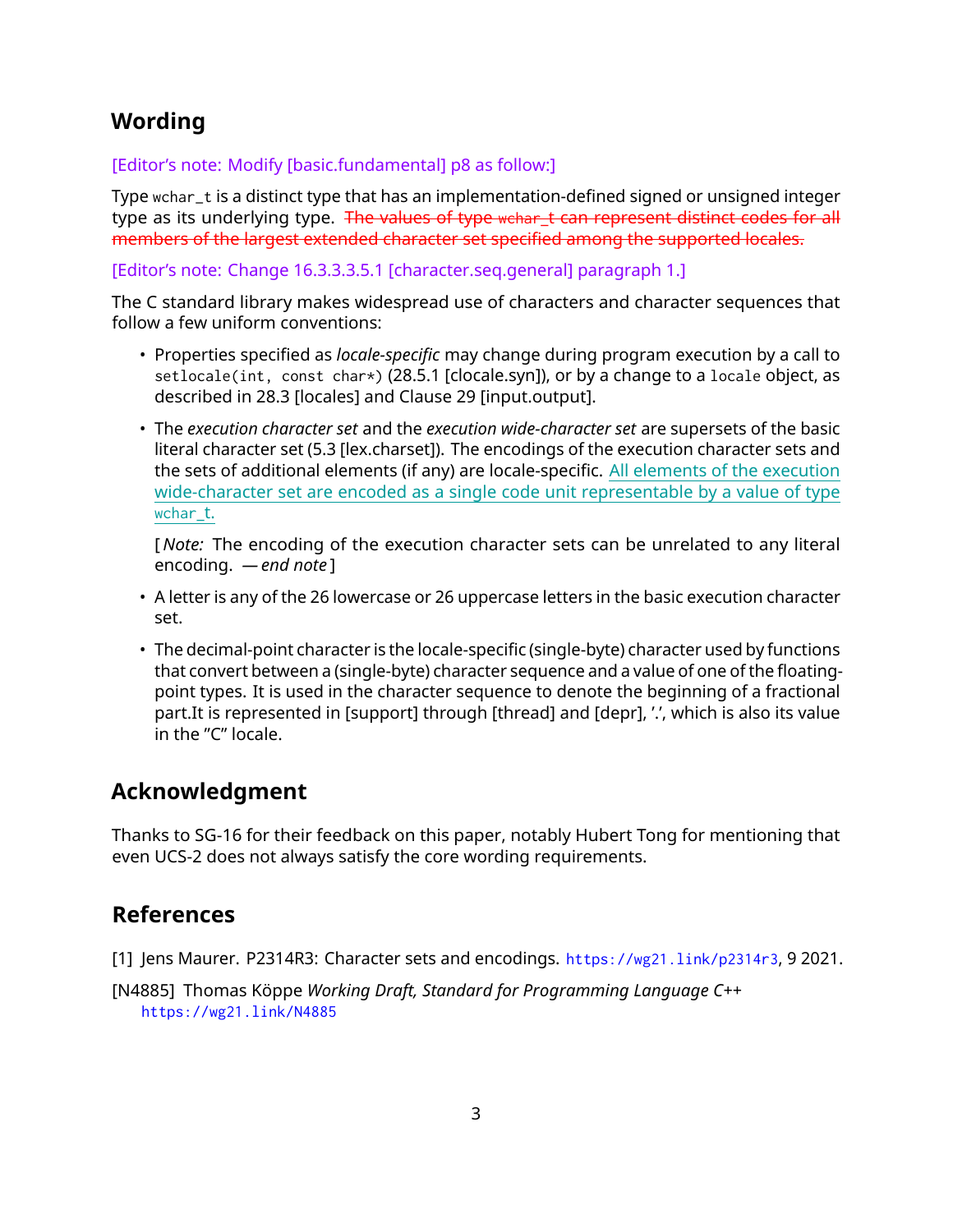## Wording

[Editor's note: Modify [basic.fundamental] p8 as follow:]

Type `wchar_t` is a distinct type that has an implementation-defined signed or unsigned integer type as its underlying type. ~~The values of type `wchar_t` can represent distinct codes for all members of the largest extended character set specified among the supported locales.~~

[Editor's note: Change 16.3.3.3.5.1 [character.seq.general] paragraph 1.]

The C standard library makes widespread use of characters and character sequences that follow a few uniform conventions:

- Properties specified as *locale-specific* may change during program execution by a call to `setlocale(int, const char*)` (28.5.1 [clocale.syn]), or by a change to a `locale` object, as described in 28.3 [locales] and Clause 29 [input.output].
- The *execution character set* and the *execution wide-character set* are supersets of the basic literal character set (5.3 [lex.charset]). The encodings of the execution character sets and the sets of additional elements (if any) are locale-specific. <ins>All elements of the execution wide-character set are encoded as a single code unit representable by a value of type `wchar_t`.</ins>

  [ *Note:* The encoding of the execution character sets can be unrelated to any literal encoding. — *end note* ]
- A letter is any of the 26 lowercase or 26 uppercase letters in the basic execution character set.
- The decimal-point character is the locale-specific (single-byte) character used by functions that convert between a (single-byte) character sequence and a value of one of the floating-point types. It is used in the character sequence to denote the beginning of a fractional part.It is represented in [support] through [thread] and [depr], '.', which is also its value in the "C" locale.

## Acknowledgment

Thanks to SG-16 for their feedback on this paper, notably Hubert Tong for mentioning that even UCS-2 does not always satisfy the core wording requirements.

## References

[1] Jens Maurer. P2314R3: Characer sets and encodings. https://wg21.link/p2314r3, 9 2021.

[N4885] Thomas Köppe *Working Draft, Standard for Programming Language C++* https://wg21.link/N4885